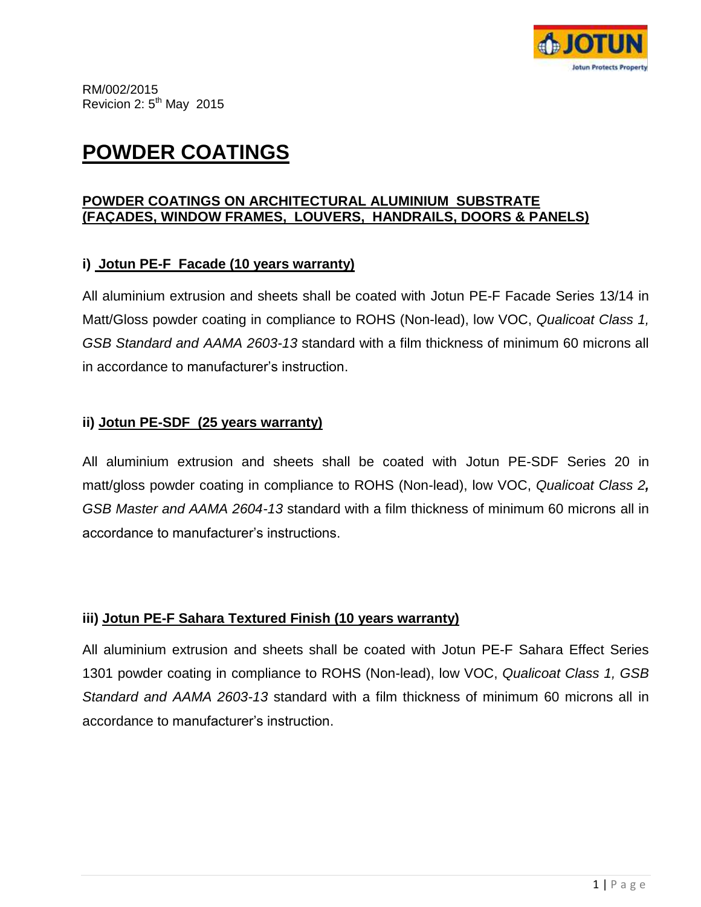RM/002/2015
Revicion 2: 5th May 2015

# POWDER COATINGS

## POWDER COATINGS ON ARCHITECTURAL ALUMINIUM SUBSTRATE (FAÇADES, WINDOW FRAMES, LOUVERS, HANDRAILS, DOORS & PANELS)

### i) Jotun PE-F Facade (10 years warranty)

All aluminium extrusion and sheets shall be coated with Jotun PE-F Facade Series 13/14 in Matt/Gloss powder coating in compliance to ROHS (Non-lead), low VOC, *Qualicoat Class 1, GSB Standard and AAMA 2603-13* standard with a film thickness of minimum 60 microns all in accordance to manufacturer's instruction.

### ii) Jotun PE-SDF (25 years warranty)

All aluminium extrusion and sheets shall be coated with Jotun PE-SDF Series 20 in matt/gloss powder coating in compliance to ROHS (Non-lead), low VOC, *Qualicoat Class 2, GSB Master and AAMA 2604-13* standard with a film thickness of minimum 60 microns all in accordance to manufacturer's instructions.

### iii) Jotun PE-F Sahara Textured Finish (10 years warranty)

All aluminium extrusion and sheets shall be coated with Jotun PE-F Sahara Effect Series 1301 powder coating in compliance to ROHS (Non-lead), low VOC, *Qualicoat Class 1, GSB Standard and AAMA 2603-13* standard with a film thickness of minimum 60 microns all in accordance to manufacturer's instruction.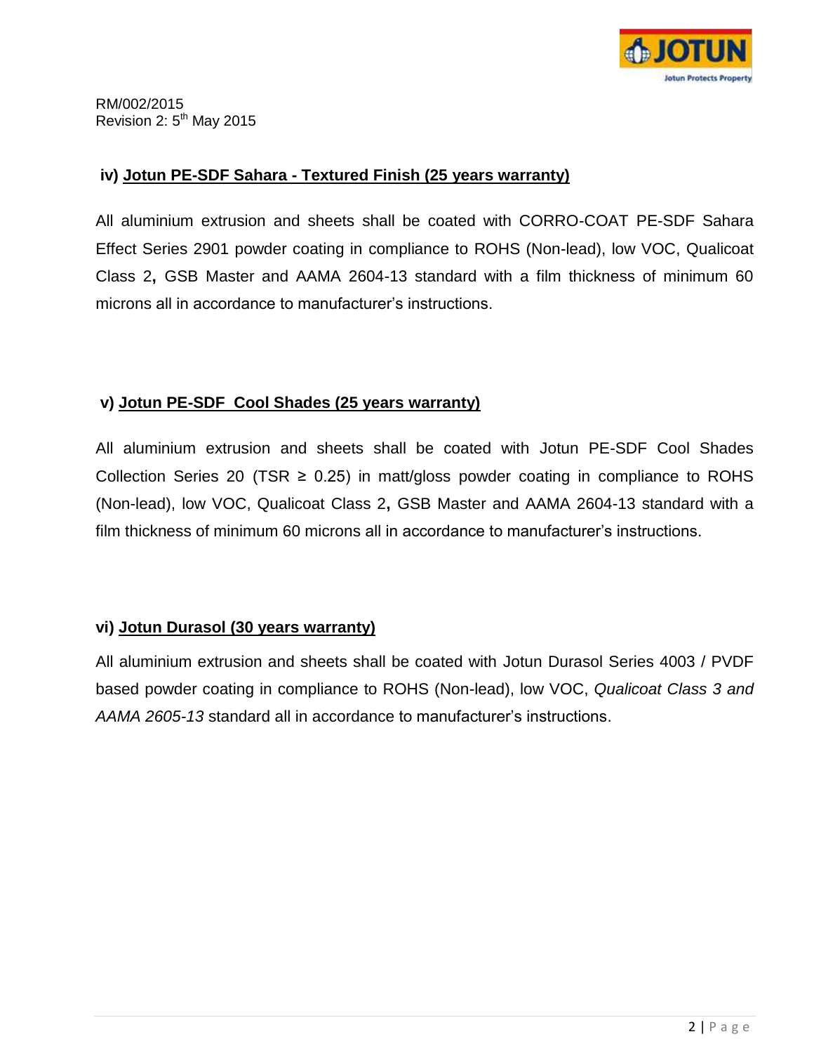RM/002/2015
Revision 2: 5th May 2015

**iv) Jotun PE-SDF Sahara - Textured Finish (25 years warranty)**

All aluminium extrusion and sheets shall be coated with CORRO-COAT PE-SDF Sahara Effect Series 2901 powder coating in compliance to ROHS (Non-lead), low VOC, Qualicoat Class 2**,** GSB Master and AAMA 2604-13 standard with a film thickness of minimum 60 microns all in accordance to manufacturer's instructions.

**v) Jotun PE-SDF Cool Shades (25 years warranty)**

All aluminium extrusion and sheets shall be coated with Jotun PE-SDF Cool Shades Collection Series 20 (TSR ≥ 0.25) in matt/gloss powder coating in compliance to ROHS (Non-lead), low VOC, Qualicoat Class 2**,** GSB Master and AAMA 2604-13 standard with a film thickness of minimum 60 microns all in accordance to manufacturer's instructions.

**vi) Jotun Durasol (30 years warranty)**

All aluminium extrusion and sheets shall be coated with Jotun Durasol Series 4003 / PVDF based powder coating in compliance to ROHS (Non-lead), low VOC, *Qualicoat Class 3 and AAMA 2605-13* standard all in accordance to manufacturer's instructions.